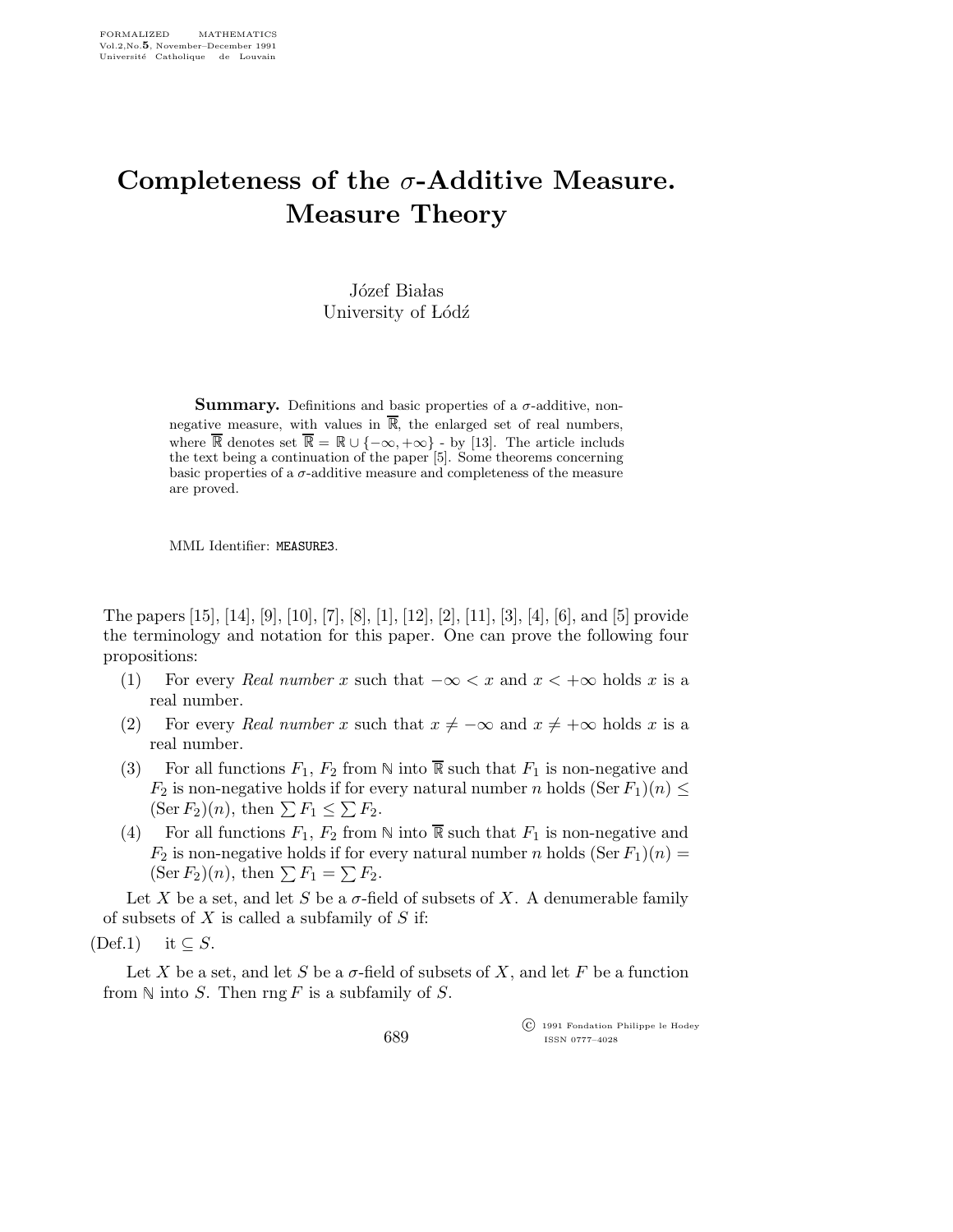# Completeness of the $\sigma$-Additive Measure. Measure Theory

Józef Białas
University of Łódź

**Summary.** Definitions and basic properties of a $\sigma$-additive, non-negative measure, with values in $\overline{\mathbb{R}}$, the enlarged set of real numbers, where $\overline{\mathbb{R}}$ denotes set $\overline{\mathbb{R}} = \mathbb{R} \cup \{-\infty, +\infty\}$ - by [13]. The article includs the text being a continuation of the paper [5]. Some theorems concerning basic properties of a $\sigma$-additive measure and completeness of the measure are proved.

MML Identifier: MEASURE3.

The papers [15], [14], [9], [10], [7], [8], [1], [12], [2], [11], [3], [4], [6], and [5] provide the terminology and notation for this paper. One can prove the following four propositions:

(1) For every *Real number* $x$ such that $-\infty < x$ and $x < +\infty$ holds $x$ is a real number.

(2) For every *Real number* $x$ such that $x \neq -\infty$ and $x \neq +\infty$ holds $x$ is a real number.

(3) For all functions $F_1$, $F_2$ from $\mathbb{N}$ into $\overline{\mathbb{R}}$ such that $F_1$ is non-negative and $F_2$ is non-negative holds if for every natural number $n$ holds $(\operatorname{Ser} F_1)(n) \leq (\operatorname{Ser} F_2)(n)$, then $\sum F_1 \leq \sum F_2$.

(4) For all functions $F_1$, $F_2$ from $\mathbb{N}$ into $\overline{\mathbb{R}}$ such that $F_1$ is non-negative and $F_2$ is non-negative holds if for every natural number $n$ holds $(\operatorname{Ser} F_1)(n) = (\operatorname{Ser} F_2)(n)$, then $\sum F_1 = \sum F_2$.

Let $X$ be a set, and let $S$ be a $\sigma$-field of subsets of $X$. A denumerable family of subsets of $X$ is called a subfamily of $S$ if:

(Def.1) it $\subseteq S$.

Let $X$ be a set, and let $S$ be a $\sigma$-field of subsets of $X$, and let $F$ be a function from $\mathbb{N}$ into $S$. Then $\operatorname{rng} F$ is a subfamily of $S$.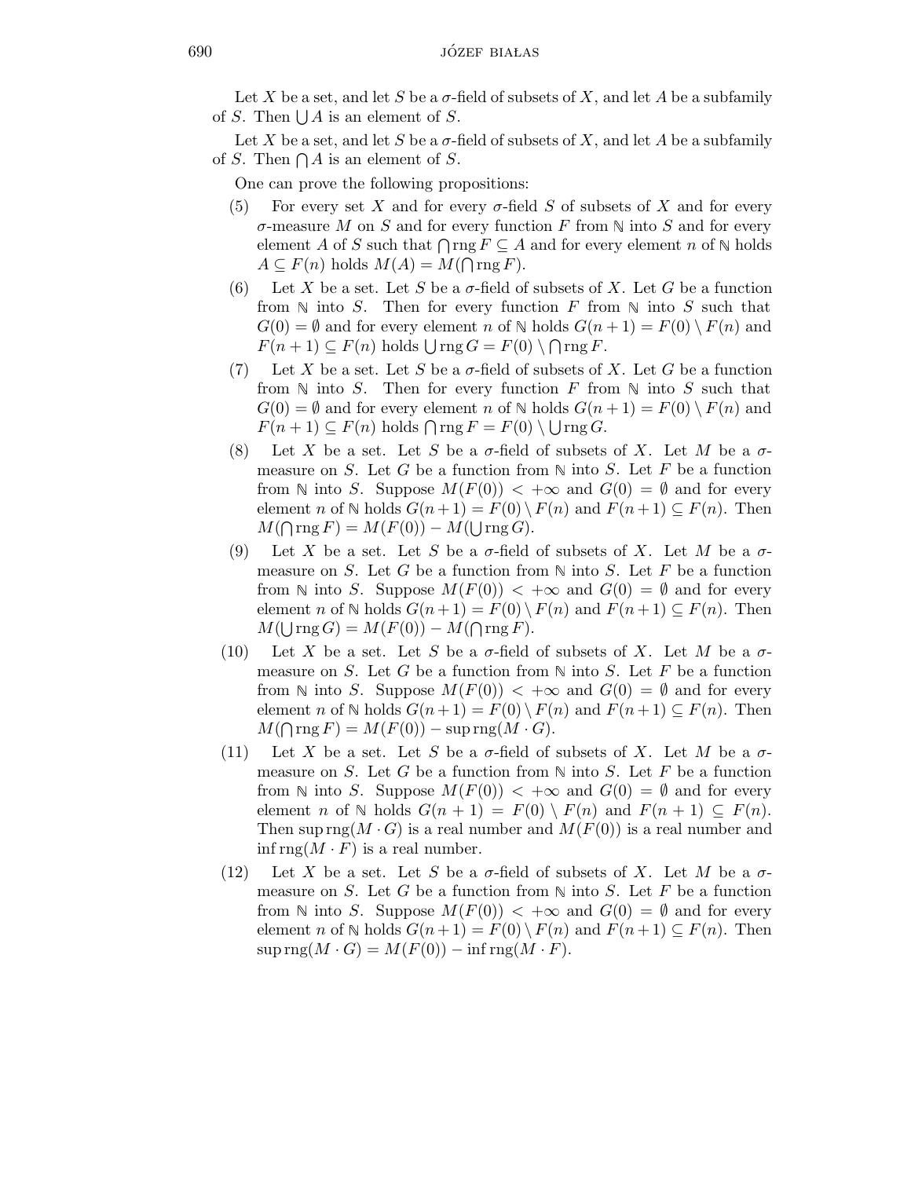Let $X$ be a set, and let $S$ be a $\sigma$-field of subsets of $X$, and let $A$ be a subfamily of $S$. Then $\bigcup A$ is an element of $S$.

Let $X$ be a set, and let $S$ be a $\sigma$-field of subsets of $X$, and let $A$ be a subfamily of $S$. Then $\bigcap A$ is an element of $S$.

One can prove the following propositions:

(5) For every set $X$ and for every $\sigma$-field $S$ of subsets of $X$ and for every $\sigma$-measure $M$ on $S$ and for every function $F$ from $\mathbb{N}$ into $S$ and for every element $A$ of $S$ such that $\bigcap \operatorname{rng} F \subseteq A$ and for every element $n$ of $\mathbb{N}$ holds $A \subseteq F(n)$ holds $M(A) = M(\bigcap \operatorname{rng} F)$.

(6) Let $X$ be a set. Let $S$ be a $\sigma$-field of subsets of $X$. Let $G$ be a function from $\mathbb{N}$ into $S$. Then for every function $F$ from $\mathbb{N}$ into $S$ such that $G(0) = \emptyset$ and for every element $n$ of $\mathbb{N}$ holds $G(n+1) = F(0) \setminus F(n)$ and $F(n+1) \subseteq F(n)$ holds $\bigcup \operatorname{rng} G = F(0) \setminus \bigcap \operatorname{rng} F$.

(7) Let $X$ be a set. Let $S$ be a $\sigma$-field of subsets of $X$. Let $G$ be a function from $\mathbb{N}$ into $S$. Then for every function $F$ from $\mathbb{N}$ into $S$ such that $G(0) = \emptyset$ and for every element $n$ of $\mathbb{N}$ holds $G(n+1) = F(0) \setminus F(n)$ and $F(n+1) \subseteq F(n)$ holds $\bigcap \operatorname{rng} F = F(0) \setminus \bigcup \operatorname{rng} G$.

(8) Let $X$ be a set. Let $S$ be a $\sigma$-field of subsets of $X$. Let $M$ be a $\sigma$-measure on $S$. Let $G$ be a function from $\mathbb{N}$ into $S$. Let $F$ be a function from $\mathbb{N}$ into $S$. Suppose $M(F(0)) < +\infty$ and $G(0) = \emptyset$ and for every element $n$ of $\mathbb{N}$ holds $G(n+1) = F(0) \setminus F(n)$ and $F(n+1) \subseteq F(n)$. Then $M(\bigcap \operatorname{rng} F) = M(F(0)) - M(\bigcup \operatorname{rng} G)$.

(9) Let $X$ be a set. Let $S$ be a $\sigma$-field of subsets of $X$. Let $M$ be a $\sigma$-measure on $S$. Let $G$ be a function from $\mathbb{N}$ into $S$. Let $F$ be a function from $\mathbb{N}$ into $S$. Suppose $M(F(0)) < +\infty$ and $G(0) = \emptyset$ and for every element $n$ of $\mathbb{N}$ holds $G(n+1) = F(0) \setminus F(n)$ and $F(n+1) \subseteq F(n)$. Then $M(\bigcup \operatorname{rng} G) = M(F(0)) - M(\bigcap \operatorname{rng} F)$.

(10) Let $X$ be a set. Let $S$ be a $\sigma$-field of subsets of $X$. Let $M$ be a $\sigma$-measure on $S$. Let $G$ be a function from $\mathbb{N}$ into $S$. Let $F$ be a function from $\mathbb{N}$ into $S$. Suppose $M(F(0)) < +\infty$ and $G(0) = \emptyset$ and for every element $n$ of $\mathbb{N}$ holds $G(n+1) = F(0) \setminus F(n)$ and $F(n+1) \subseteq F(n)$. Then $M(\bigcap \operatorname{rng} F) = M(F(0)) - \sup \operatorname{rng}(M \cdot G)$.

(11) Let $X$ be a set. Let $S$ be a $\sigma$-field of subsets of $X$. Let $M$ be a $\sigma$-measure on $S$. Let $G$ be a function from $\mathbb{N}$ into $S$. Let $F$ be a function from $\mathbb{N}$ into $S$. Suppose $M(F(0)) < +\infty$ and $G(0) = \emptyset$ and for every element $n$ of $\mathbb{N}$ holds $G(n+1) = F(0) \setminus F(n)$ and $F(n+1) \subseteq F(n)$. Then $\sup \operatorname{rng}(M \cdot G)$ is a real number and $M(F(0))$ is a real number and $\inf \operatorname{rng}(M \cdot F)$ is a real number.

(12) Let $X$ be a set. Let $S$ be a $\sigma$-field of subsets of $X$. Let $M$ be a $\sigma$-measure on $S$. Let $G$ be a function from $\mathbb{N}$ into $S$. Let $F$ be a function from $\mathbb{N}$ into $S$. Suppose $M(F(0)) < +\infty$ and $G(0) = \emptyset$ and for every element $n$ of $\mathbb{N}$ holds $G(n+1) = F(0) \setminus F(n)$ and $F(n+1) \subseteq F(n)$. Then $\sup \operatorname{rng}(M \cdot G) = M(F(0)) - \inf \operatorname{rng}(M \cdot F)$.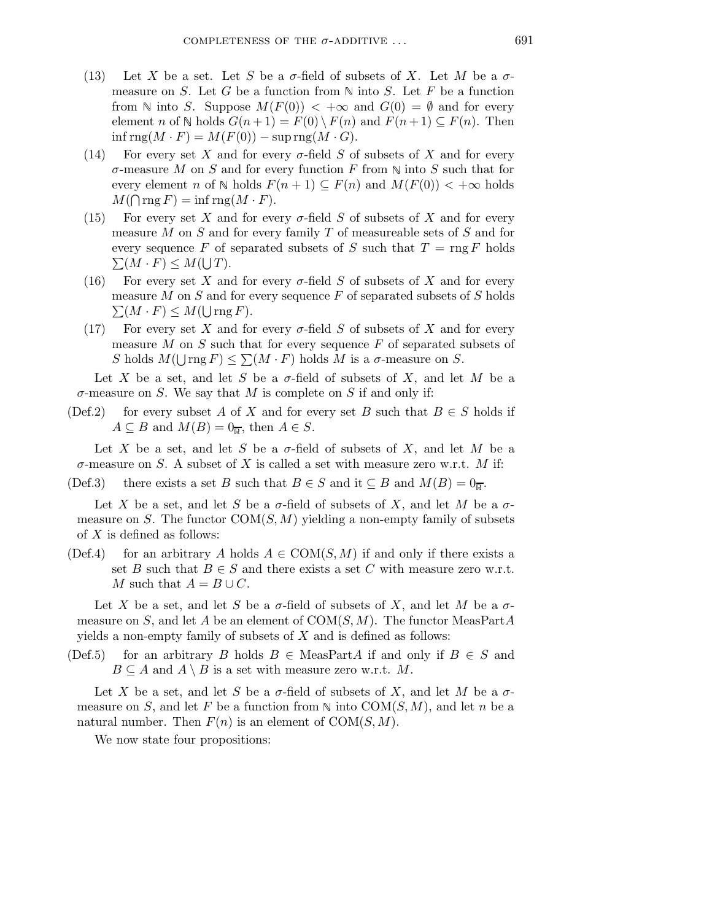(13) Let $X$ be a set. Let $S$ be a $\sigma$-field of subsets of $X$. Let $M$ be a $\sigma$-measure on $S$. Let $G$ be a function from $\mathbb{N}$ into $S$. Let $F$ be a function from $\mathbb{N}$ into $S$. Suppose $M(F(0)) < +\infty$ and $G(0) = \emptyset$ and for every element $n$ of $\mathbb{N}$ holds $G(n+1) = F(0) \setminus F(n)$ and $F(n+1) \subseteq F(n)$. Then $\inf \operatorname{rng}(M \cdot F) = M(F(0)) - \sup \operatorname{rng}(M \cdot G)$.

(14) For every set $X$ and for every $\sigma$-field $S$ of subsets of $X$ and for every $\sigma$-measure $M$ on $S$ and for every function $F$ from $\mathbb{N}$ into $S$ such that for every element $n$ of $\mathbb{N}$ holds $F(n+1) \subseteq F(n)$ and $M(F(0)) < +\infty$ holds $M(\bigcap \operatorname{rng} F) = \inf \operatorname{rng}(M \cdot F)$.

(15) For every set $X$ and for every $\sigma$-field $S$ of subsets of $X$ and for every measure $M$ on $S$ and for every family $T$ of measureable sets of $S$ and for every sequence $F$ of separated subsets of $S$ such that $T = \operatorname{rng} F$ holds $\sum(M \cdot F) \leq M(\bigcup T)$.

(16) For every set $X$ and for every $\sigma$-field $S$ of subsets of $X$ and for every measure $M$ on $S$ and for every sequence $F$ of separated subsets of $S$ holds $\sum(M \cdot F) \leq M(\bigcup \operatorname{rng} F)$.

(17) For every set $X$ and for every $\sigma$-field $S$ of subsets of $X$ and for every measure $M$ on $S$ such that for every sequence $F$ of separated subsets of $S$ holds $M(\bigcup \operatorname{rng} F) \leq \sum(M \cdot F)$ holds $M$ is a $\sigma$-measure on $S$.

Let $X$ be a set, and let $S$ be a $\sigma$-field of subsets of $X$, and let $M$ be a $\sigma$-measure on $S$. We say that $M$ is complete on $S$ if and only if:

(Def.2) for every subset $A$ of $X$ and for every set $B$ such that $B \in S$ holds if $A \subseteq B$ and $M(B) = 0_{\overline{\mathbb{R}}}$, then $A \in S$.

Let $X$ be a set, and let $S$ be a $\sigma$-field of subsets of $X$, and let $M$ be a $\sigma$-measure on $S$. A subset of $X$ is called a set with measure zero w.r.t. $M$ if:

(Def.3) there exists a set $B$ such that $B \in S$ and it $\subseteq B$ and $M(B) = 0_{\overline{\mathbb{R}}}$.

Let $X$ be a set, and let $S$ be a $\sigma$-field of subsets of $X$, and let $M$ be a $\sigma$-measure on $S$. The functor $\operatorname{COM}(S, M)$ yielding a non-empty family of subsets of $X$ is defined as follows:

(Def.4) for an arbitrary $A$ holds $A \in \operatorname{COM}(S, M)$ if and only if there exists a set $B$ such that $B \in S$ and there exists a set $C$ with measure zero w.r.t. $M$ such that $A = B \cup C$.

Let $X$ be a set, and let $S$ be a $\sigma$-field of subsets of $X$, and let $M$ be a $\sigma$-measure on $S$, and let $A$ be an element of $\operatorname{COM}(S, M)$. The functor $\operatorname{MeasPart} A$ yields a non-empty family of subsets of $X$ and is defined as follows:

(Def.5) for an arbitrary $B$ holds $B \in \operatorname{MeasPart} A$ if and only if $B \in S$ and $B \subseteq A$ and $A \setminus B$ is a set with measure zero w.r.t. $M$.

Let $X$ be a set, and let $S$ be a $\sigma$-field of subsets of $X$, and let $M$ be a $\sigma$-measure on $S$, and let $F$ be a function from $\mathbb{N}$ into $\operatorname{COM}(S, M)$, and let $n$ be a natural number. Then $F(n)$ is an element of $\operatorname{COM}(S, M)$.

We now state four propositions: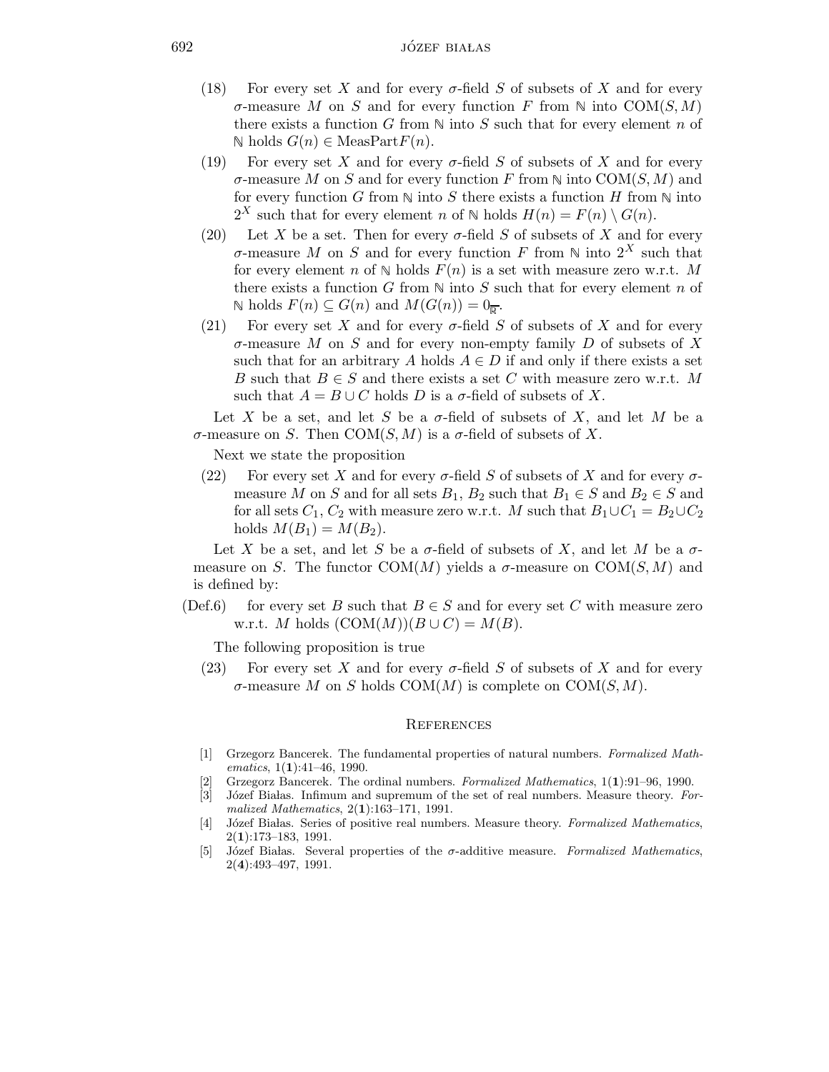(18) For every set $X$ and for every $\sigma$-field $S$ of subsets of $X$ and for every $\sigma$-measure $M$ on $S$ and for every function $F$ from $\mathbb{N}$ into $\mathrm{COM}(S, M)$ there exists a function $G$ from $\mathbb{N}$ into $S$ such that for every element $n$ of $\mathbb{N}$ holds $G(n) \in \mathrm{MeasPart}F(n)$.

(19) For every set $X$ and for every $\sigma$-field $S$ of subsets of $X$ and for every $\sigma$-measure $M$ on $S$ and for every function $F$ from $\mathbb{N}$ into $\mathrm{COM}(S, M)$ and for every function $G$ from $\mathbb{N}$ into $S$ there exists a function $H$ from $\mathbb{N}$ into $2^X$ such that for every element $n$ of $\mathbb{N}$ holds $H(n) = F(n) \setminus G(n)$.

(20) Let $X$ be a set. Then for every $\sigma$-field $S$ of subsets of $X$ and for every $\sigma$-measure $M$ on $S$ and for every function $F$ from $\mathbb{N}$ into $2^X$ such that for every element $n$ of $\mathbb{N}$ holds $F(n)$ is a set with measure zero w.r.t. $M$ there exists a function $G$ from $\mathbb{N}$ into $S$ such that for every element $n$ of $\mathbb{N}$ holds $F(n) \subseteq G(n)$ and $M(G(n)) = 0_{\overline{\mathbb{R}}}$.

(21) For every set $X$ and for every $\sigma$-field $S$ of subsets of $X$ and for every $\sigma$-measure $M$ on $S$ and for every non-empty family $D$ of subsets of $X$ such that for an arbitrary $A$ holds $A \in D$ if and only if there exists a set $B$ such that $B \in S$ and there exists a set $C$ with measure zero w.r.t. $M$ such that $A = B \cup C$ holds $D$ is a $\sigma$-field of subsets of $X$.

Let $X$ be a set, and let $S$ be a $\sigma$-field of subsets of $X$, and let $M$ be a $\sigma$-measure on $S$. Then $\mathrm{COM}(S, M)$ is a $\sigma$-field of subsets of $X$.

Next we state the proposition

(22) For every set $X$ and for every $\sigma$-field $S$ of subsets of $X$ and for every $\sigma$-measure $M$ on $S$ and for all sets $B_1$, $B_2$ such that $B_1 \in S$ and $B_2 \in S$ and for all sets $C_1$, $C_2$ with measure zero w.r.t. $M$ such that $B_1 \cup C_1 = B_2 \cup C_2$ holds $M(B_1) = M(B_2)$.

Let $X$ be a set, and let $S$ be a $\sigma$-field of subsets of $X$, and let $M$ be a $\sigma$-measure on $S$. The functor $\mathrm{COM}(M)$ yields a $\sigma$-measure on $\mathrm{COM}(S, M)$ and is defined by:

(Def.6) for every set $B$ such that $B \in S$ and for every set $C$ with measure zero w.r.t. $M$ holds $(\mathrm{COM}(M))(B \cup C) = M(B)$.

The following proposition is true

(23) For every set $X$ and for every $\sigma$-field $S$ of subsets of $X$ and for every $\sigma$-measure $M$ on $S$ holds $\mathrm{COM}(M)$ is complete on $\mathrm{COM}(S, M)$.

## References

[1] Grzegorz Bancerek. The fundamental properties of natural numbers. *Formalized Mathematics*, 1(**1**):41–46, 1990.

[2] Grzegorz Bancerek. The ordinal numbers. *Formalized Mathematics*, 1(**1**):91–96, 1990.

[3] Józef Białas. Infimum and supremum of the set of real numbers. Measure theory. *Formalized Mathematics*, 2(**1**):163–171, 1991.

[4] Józef Białas. Series of positive real numbers. Measure theory. *Formalized Mathematics*, 2(**1**):173–183, 1991.

[5] Józef Białas. Several properties of the $\sigma$-additive measure. *Formalized Mathematics*, 2(**4**):493–497, 1991.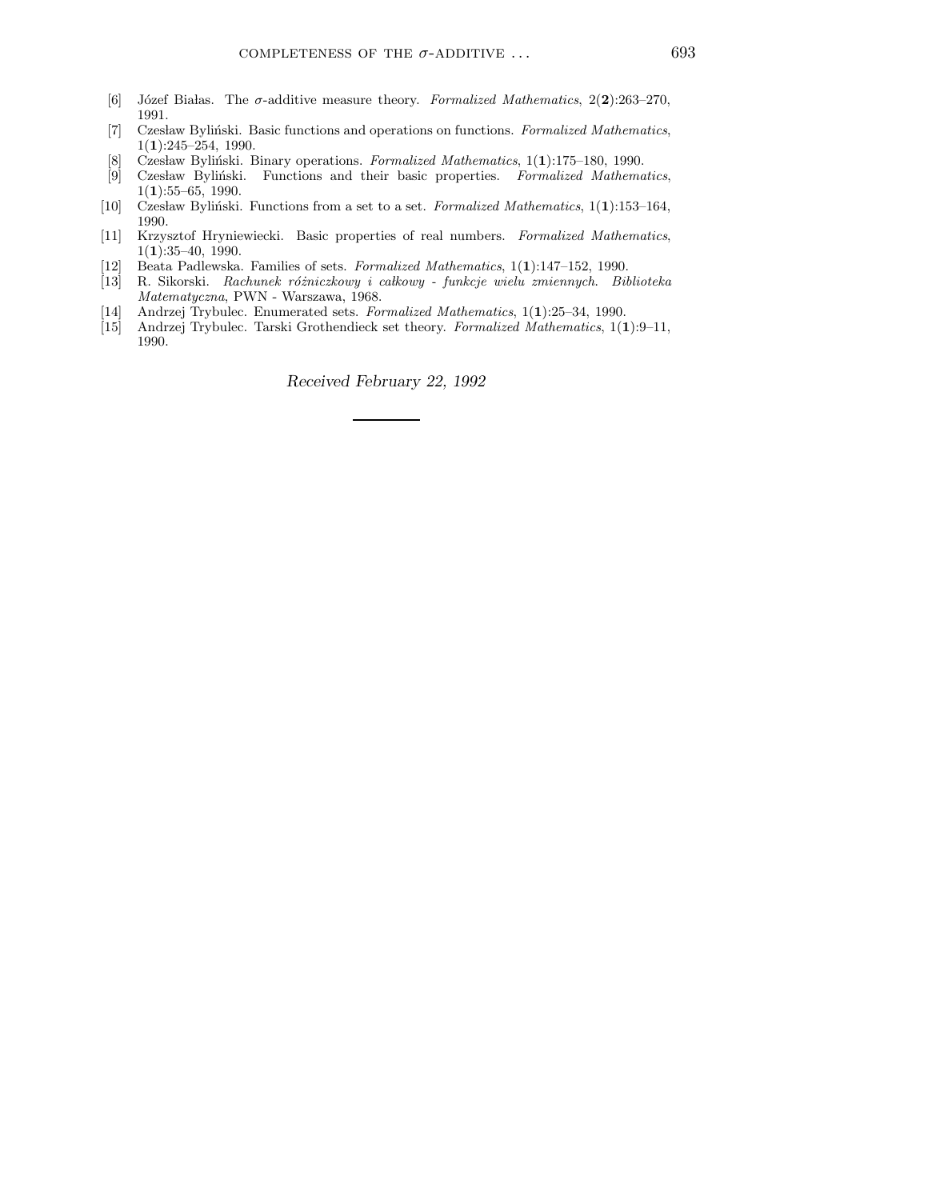[6] Józef Białas. The $\sigma$-additive measure theory. *Formalized Mathematics*, 2(**2**):263–270, 1991.

[7] Czesław Byliński. Basic functions and operations on functions. *Formalized Mathematics*, 1(**1**):245–254, 1990.

[8] Czesław Byliński. Binary operations. *Formalized Mathematics*, 1(**1**):175–180, 1990.

[9] Czesław Byliński. Functions and their basic properties. *Formalized Mathematics*, 1(**1**):55–65, 1990.

[10] Czesław Byliński. Functions from a set to a set. *Formalized Mathematics*, 1(**1**):153–164, 1990.

[11] Krzysztof Hryniewiecki. Basic properties of real numbers. *Formalized Mathematics*, 1(**1**):35–40, 1990.

[12] Beata Padlewska. Families of sets. *Formalized Mathematics*, 1(**1**):147–152, 1990.

[13] R. Sikorski. *Rachunek różniczkowy i całkowy - funkcje wielu zmiennych*. *Biblioteka Matematyczna*, PWN - Warszawa, 1968.

[14] Andrzej Trybulec. Enumerated sets. *Formalized Mathematics*, 1(**1**):25–34, 1990.

[15] Andrzej Trybulec. Tarski Grothendieck set theory. *Formalized Mathematics*, 1(**1**):9–11, 1990.

*Received February 22, 1992*